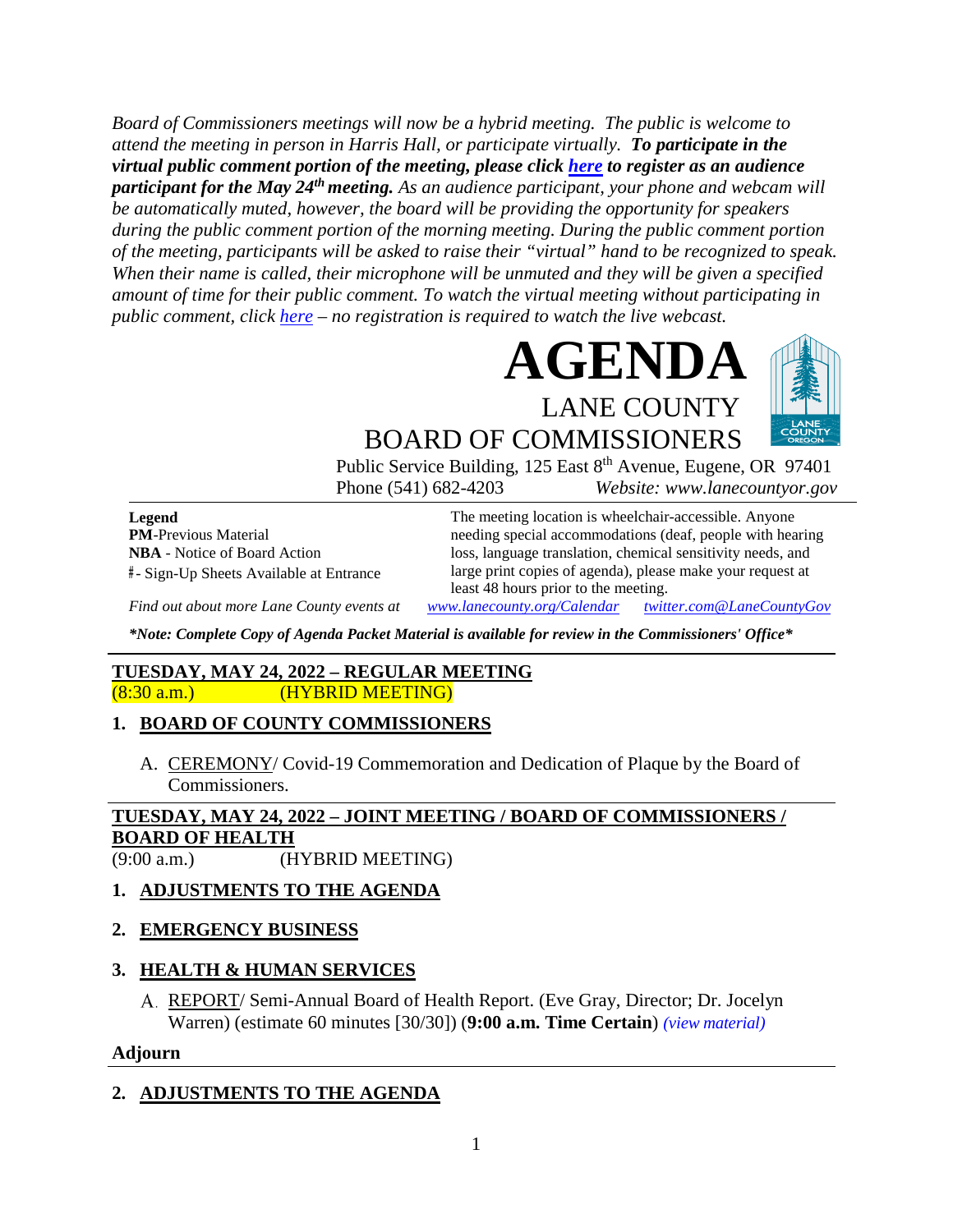*Board of Commissioners meetings will now be a hybrid meeting. The public is welcome to attend the meeting in person in Harris Hall, or participate virtually.* ***To participate in the virtual public comment portion of the meeting, please click [here](#) to register as an audience participant for the May 24th meeting.*** *As an audience participant, your phone and webcam will be automatically muted, however, the board will be providing the opportunity for speakers during the public comment portion of the morning meeting. During the public comment portion of the meeting, participants will be asked to raise their "virtual" hand to be recognized to speak. When their name is called, their microphone will be unmuted and they will be given a specified amount of time for their public comment. To watch the virtual meeting without participating in public comment, click [here](#) – no registration is required to watch the live webcast.*

# AGENDA

## LANE COUNTY BOARD OF COMMISSIONERS

Public Service Building, 125 East 8th Avenue, Eugene, OR 97401
Phone (541) 682-4203 *Website: www.lanecountyor.gov*

**Legend**
**PM**-Previous Material
**NBA** - Notice of Board Action
#- Sign-Up Sheets Available at Entrance

The meeting location is wheelchair-accessible. Anyone needing special accommodations (deaf, people with hearing loss, language translation, chemical sensitivity needs, and large print copies of agenda), please make your request at least 48 hours prior to the meeting.

*Find out about more Lane County events at* *www.lanecounty.org/Calendar* *twitter.com@LaneCountyGov*

***Note: Complete Copy of Agenda Packet Material is available for review in the Commissioners' Office***

---

**TUESDAY, MAY 24, 2022 – REGULAR MEETING**
(8:30 a.m.) (HYBRID MEETING)

**1. BOARD OF COUNTY COMMISSIONERS**

A. CEREMONY/ Covid-19 Commemoration and Dedication of Plaque by the Board of Commissioners.

---

**TUESDAY, MAY 24, 2022 – JOINT MEETING / BOARD OF COMMISSIONERS / BOARD OF HEALTH**
(9:00 a.m.) (HYBRID MEETING)

**1. ADJUSTMENTS TO THE AGENDA**

**2. EMERGENCY BUSINESS**

**3. HEALTH & HUMAN SERVICES**

A. REPORT/ Semi-Annual Board of Health Report. (Eve Gray, Director; Dr. Jocelyn Warren) (estimate 60 minutes [30/30]) (**9:00 a.m. Time Certain**) *(view material)*

**Adjourn**

---

**2. ADJUSTMENTS TO THE AGENDA**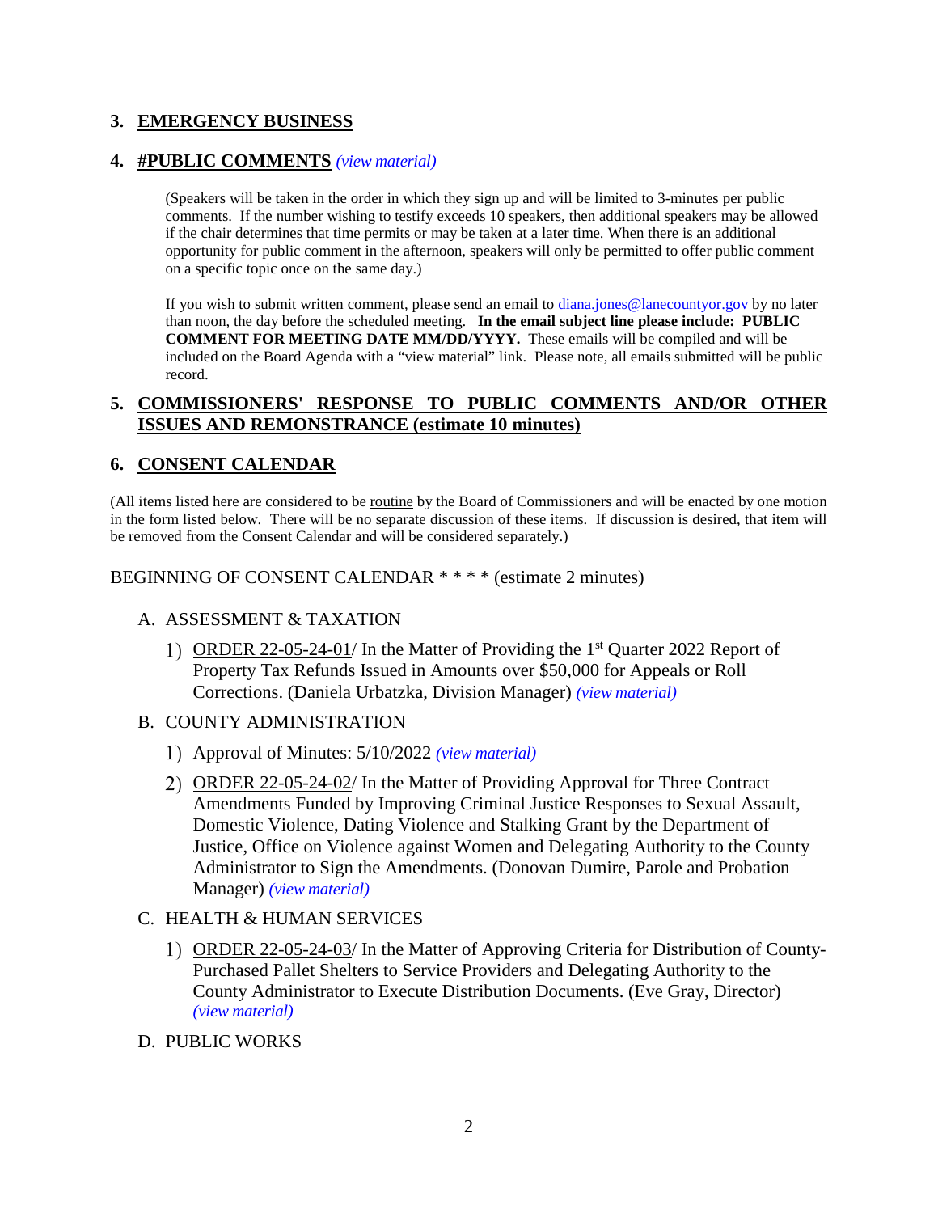## 3. EMERGENCY BUSINESS

## 4. #PUBLIC COMMENTS *(view material)*

(Speakers will be taken in the order in which they sign up and will be limited to 3-minutes per public comments. If the number wishing to testify exceeds 10 speakers, then additional speakers may be allowed if the chair determines that time permits or may be taken at a later time. When there is an additional opportunity for public comment in the afternoon, speakers will only be permitted to offer public comment on a specific topic once on the same day.)

If you wish to submit written comment, please send an email to diana.jones@lanecountyor.gov by no later than noon, the day before the scheduled meeting. **In the email subject line please include: PUBLIC COMMENT FOR MEETING DATE MM/DD/YYYY.** These emails will be compiled and will be included on the Board Agenda with a "view material" link. Please note, all emails submitted will be public record.

## 5. COMMISSIONERS' RESPONSE TO PUBLIC COMMENTS AND/OR OTHER ISSUES AND REMONSTRANCE (estimate 10 minutes)

## 6. CONSENT CALENDAR

(All items listed here are considered to be routine by the Board of Commissioners and will be enacted by one motion in the form listed below. There will be no separate discussion of these items. If discussion is desired, that item will be removed from the Consent Calendar and will be considered separately.)

BEGINNING OF CONSENT CALENDAR * * * * (estimate 2 minutes)

A. ASSESSMENT & TAXATION

1) ORDER 22-05-24-01/ In the Matter of Providing the 1st Quarter 2022 Report of Property Tax Refunds Issued in Amounts over $50,000 for Appeals or Roll Corrections. (Daniela Urbatzka, Division Manager) *(view material)*

B. COUNTY ADMINISTRATION

1) Approval of Minutes: 5/10/2022 *(view material)*

2) ORDER 22-05-24-02/ In the Matter of Providing Approval for Three Contract Amendments Funded by Improving Criminal Justice Responses to Sexual Assault, Domestic Violence, Dating Violence and Stalking Grant by the Department of Justice, Office on Violence against Women and Delegating Authority to the County Administrator to Sign the Amendments. (Donovan Dumire, Parole and Probation Manager) *(view material)*

C. HEALTH & HUMAN SERVICES

1) ORDER 22-05-24-03/ In the Matter of Approving Criteria for Distribution of County-Purchased Pallet Shelters to Service Providers and Delegating Authority to the County Administrator to Execute Distribution Documents. (Eve Gray, Director) *(view material)*

D. PUBLIC WORKS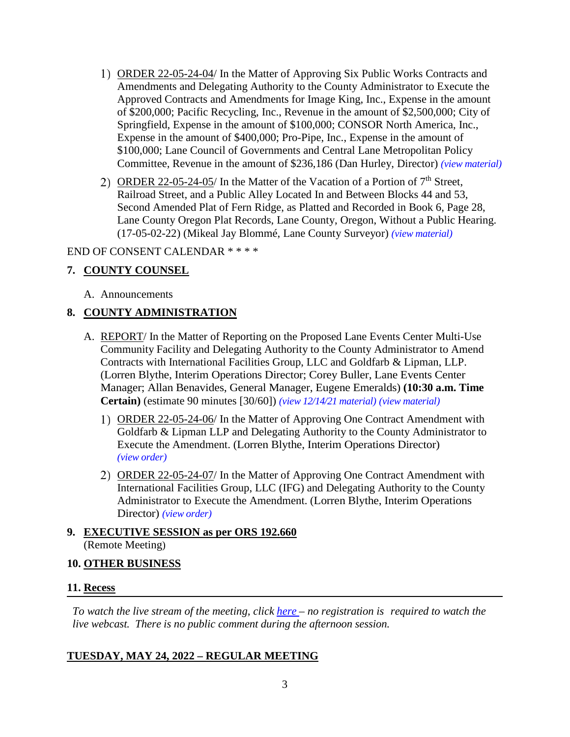1) ORDER 22-05-24-04/ In the Matter of Approving Six Public Works Contracts and Amendments and Delegating Authority to the County Administrator to Execute the Approved Contracts and Amendments for Image King, Inc., Expense in the amount of $200,000; Pacific Recycling, Inc., Revenue in the amount of $2,500,000; City of Springfield, Expense in the amount of $100,000; CONSOR North America, Inc., Expense in the amount of $400,000; Pro-Pipe, Inc., Expense in the amount of $100,000; Lane Council of Governments and Central Lane Metropolitan Policy Committee, Revenue in the amount of $236,186 (Dan Hurley, Director) *(view material)*

2) ORDER 22-05-24-05/ In the Matter of the Vacation of a Portion of 7th Street, Railroad Street, and a Public Alley Located In and Between Blocks 44 and 53, Second Amended Plat of Fern Ridge, as Platted and Recorded in Book 6, Page 28, Lane County Oregon Plat Records, Lane County, Oregon, Without a Public Hearing. (17-05-02-22) (Mikeal Jay Blommé, Lane County Surveyor) *(view material)*

END OF CONSENT CALENDAR * * * *

**7. COUNTY COUNSEL**

A. Announcements

**8. COUNTY ADMINISTRATION**

A. REPORT/ In the Matter of Reporting on the Proposed Lane Events Center Multi-Use Community Facility and Delegating Authority to the County Administrator to Amend Contracts with International Facilities Group, LLC and Goldfarb & Lipman, LLP. (Lorren Blythe, Interim Operations Director; Corey Buller, Lane Events Center Manager; Allan Benavides, General Manager, Eugene Emeralds) **(10:30 a.m. Time Certain)** (estimate 90 minutes [30/60]) *(view 12/14/21 material) (view material)*

1) ORDER 22-05-24-06/ In the Matter of Approving One Contract Amendment with Goldfarb & Lipman LLP and Delegating Authority to the County Administrator to Execute the Amendment. (Lorren Blythe, Interim Operations Director) *(view order)*

2) ORDER 22-05-24-07/ In the Matter of Approving One Contract Amendment with International Facilities Group, LLC (IFG) and Delegating Authority to the County Administrator to Execute the Amendment. (Lorren Blythe, Interim Operations Director) *(view order)*

**9. EXECUTIVE SESSION as per ORS 192.660**
(Remote Meeting)

**10. OTHER BUSINESS**

**11. Recess**

---

*To watch the live stream of the meeting, click here – no registration is required to watch the live webcast. There is no public comment during the afternoon session.*

**TUESDAY, MAY 24, 2022 – REGULAR MEETING**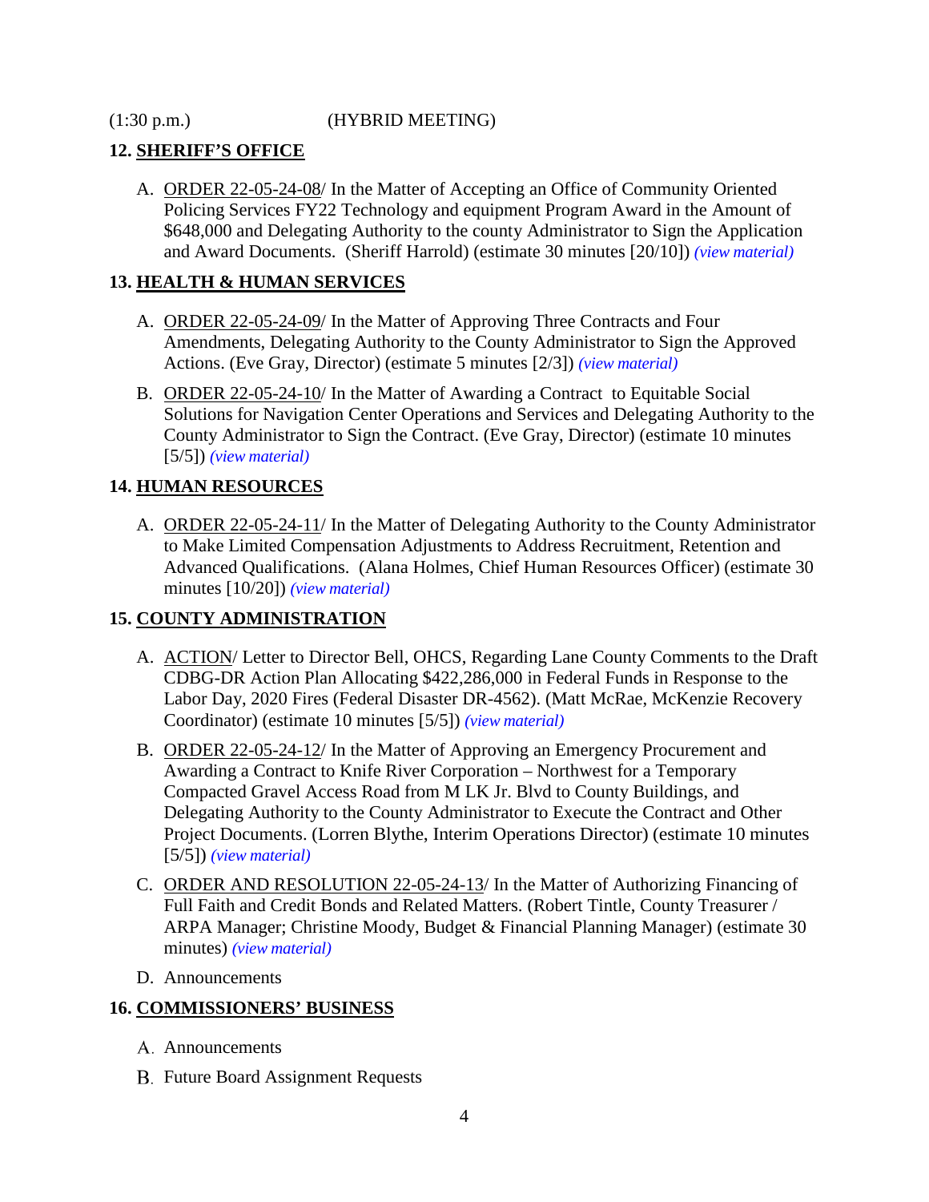(1:30 p.m.) (HYBRID MEETING)

**12. SHERIFF'S OFFICE**

A. ORDER 22-05-24-08/ In the Matter of Accepting an Office of Community Oriented Policing Services FY22 Technology and equipment Program Award in the Amount of $648,000 and Delegating Authority to the county Administrator to Sign the Application and Award Documents. (Sheriff Harrold) (estimate 30 minutes [20/10]) *(view material)*

**13. HEALTH & HUMAN SERVICES**

A. ORDER 22-05-24-09/ In the Matter of Approving Three Contracts and Four Amendments, Delegating Authority to the County Administrator to Sign the Approved Actions. (Eve Gray, Director) (estimate 5 minutes [2/3]) *(view material)*

B. ORDER 22-05-24-10/ In the Matter of Awarding a Contract to Equitable Social Solutions for Navigation Center Operations and Services and Delegating Authority to the County Administrator to Sign the Contract. (Eve Gray, Director) (estimate 10 minutes [5/5]) *(view material)*

**14. HUMAN RESOURCES**

A. ORDER 22-05-24-11/ In the Matter of Delegating Authority to the County Administrator to Make Limited Compensation Adjustments to Address Recruitment, Retention and Advanced Qualifications. (Alana Holmes, Chief Human Resources Officer) (estimate 30 minutes [10/20]) *(view material)*

**15. COUNTY ADMINISTRATION**

A. ACTION/ Letter to Director Bell, OHCS, Regarding Lane County Comments to the Draft CDBG-DR Action Plan Allocating $422,286,000 in Federal Funds in Response to the Labor Day, 2020 Fires (Federal Disaster DR-4562). (Matt McRae, McKenzie Recovery Coordinator) (estimate 10 minutes [5/5]) *(view material)*

B. ORDER 22-05-24-12/ In the Matter of Approving an Emergency Procurement and Awarding a Contract to Knife River Corporation – Northwest for a Temporary Compacted Gravel Access Road from M LK Jr. Blvd to County Buildings, and Delegating Authority to the County Administrator to Execute the Contract and Other Project Documents. (Lorren Blythe, Interim Operations Director) (estimate 10 minutes [5/5]) *(view material)*

C. ORDER AND RESOLUTION 22-05-24-13/ In the Matter of Authorizing Financing of Full Faith and Credit Bonds and Related Matters. (Robert Tintle, County Treasurer / ARPA Manager; Christine Moody, Budget & Financial Planning Manager) (estimate 30 minutes) *(view material)*

D. Announcements

**16. COMMISSIONERS' BUSINESS**

A. Announcements

B. Future Board Assignment Requests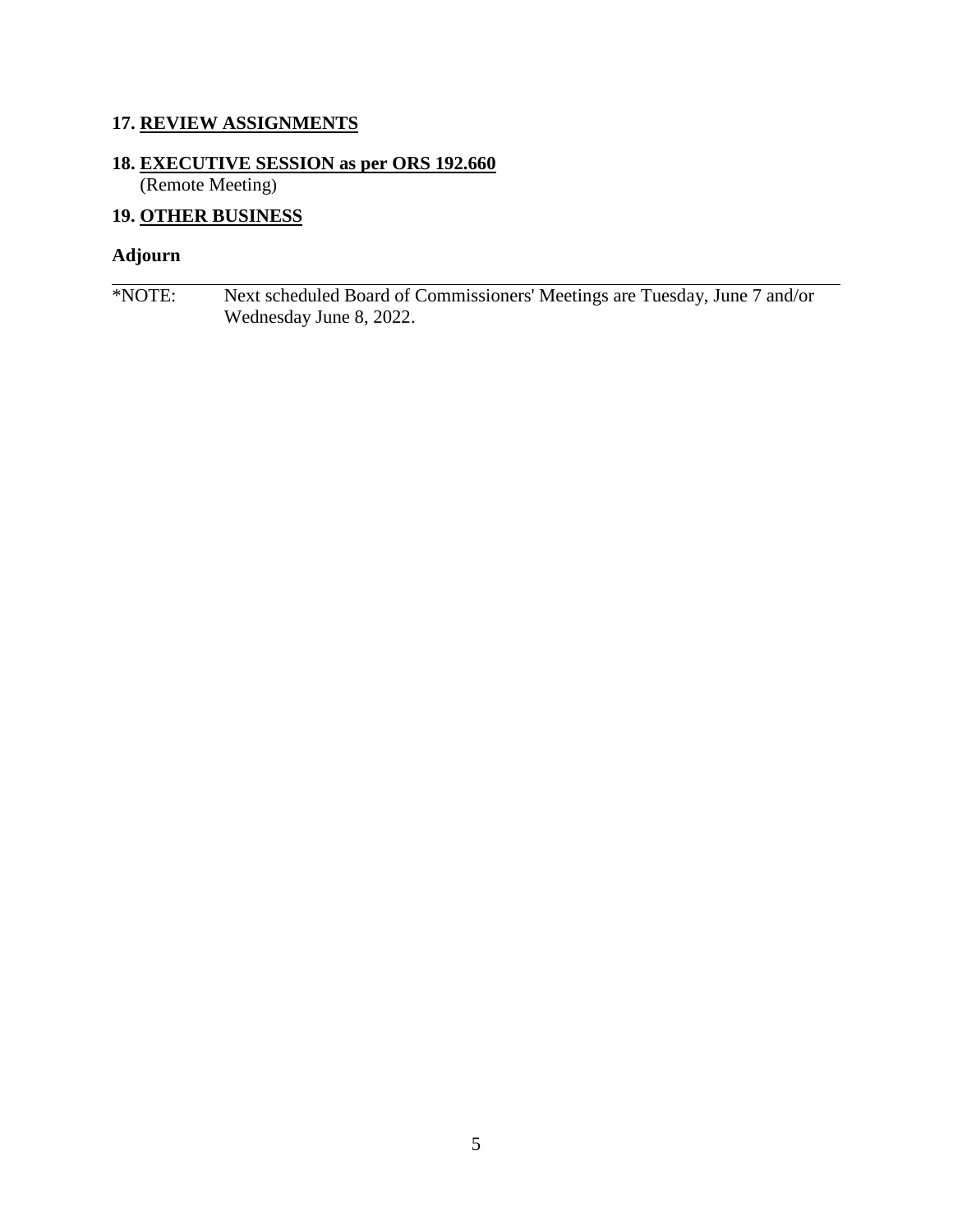**17. REVIEW ASSIGNMENTS**

**18. EXECUTIVE SESSION as per ORS 192.660**
(Remote Meeting)

**19. OTHER BUSINESS**

**Adjourn**

---

*NOTE: Next scheduled Board of Commissioners' Meetings are Tuesday, June 7 and/or Wednesday June 8, 2022.